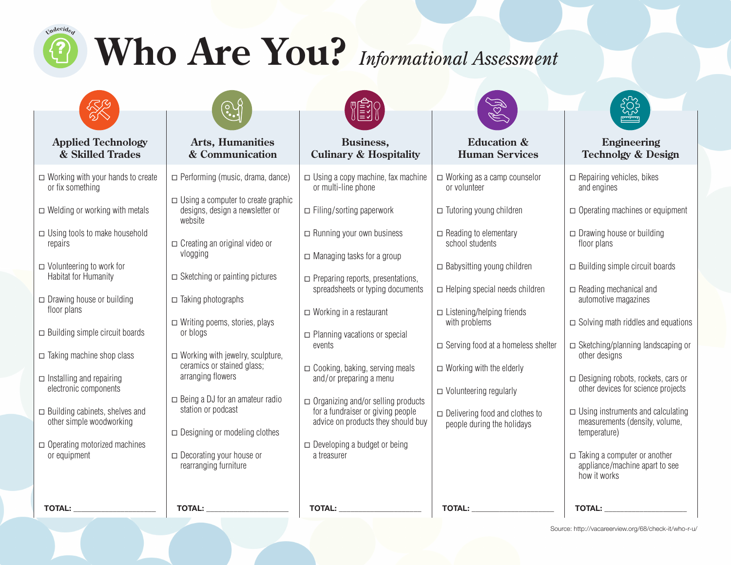Undecided

# Who Are You? *Informational Assessment*

## Applied Technology & Skilled Trades

- ☐ Working with your hands to create or fix something
- ☐ Welding or working with metals
- ☐ Using tools to make household repairs
- ☐ Volunteering to work for Habitat for Humanity
- ☐ Drawing house or building floor plans
- ☐ Building simple circuit boards
- ☐ Taking machine shop class
- ☐ Installing and repairing electronic components
- ☐ Building cabinets, shelves and other simple woodworking
- ☐ Operating motorized machines or equipment

**TOTAL:** ____________________

## Arts, Humanities & Communication

- ☐ Performing (music, drama, dance)
- ☐ Using a computer to create graphic designs, design a newsletter or website
- ☐ Creating an original video or vlogging
- ☐ Sketching or painting pictures
- ☐ Taking photographs
- ☐ Writing poems, stories, plays or blogs
- ☐ Working with jewelry, sculpture, ceramics or stained glass; arranging flowers
- ☐ Being a DJ for an amateur radio station or podcast
- ☐ Designing or modeling clothes
- ☐ Decorating your house or rearranging furniture

**TOTAL:** ____________________

## Business, Culinary & Hospitality

- ☐ Using a copy machine, fax machine or multi-line phone
- ☐ Filing/sorting paperwork
- ☐ Running your own business
- ☐ Managing tasks for a group
- ☐ Preparing reports, presentations, spreadsheets or typing documents
- ☐ Working in a restaurant
- ☐ Planning vacations or special events
- ☐ Cooking, baking, serving meals and/or preparing a menu
- ☐ Organizing and/or selling products for a fundraiser or giving people advice on products they should buy
- ☐ Developing a budget or being a treasurer

**TOTAL:** ____________________

## Education & Human Services

- ☐ Working as a camp counselor or volunteer
- ☐ Tutoring young children
- ☐ Reading to elementary school students
- ☐ Babysitting young children
- ☐ Helping special needs children
- ☐ Listening/helping friends with problems
- ☐ Serving food at a homeless shelter
- ☐ Working with the elderly
- ☐ Volunteering regularly
- ☐ Delivering food and clothes to people during the holidays

**TOTAL:** ____________________

## Engineering Technolgy & Design

- ☐ Repairing vehicles, bikes and engines
- ☐ Operating machines or equipment
- ☐ Drawing house or building floor plans
- ☐ Building simple circuit boards
- ☐ Reading mechanical and automotive magazines
- ☐ Solving math riddles and equations
- ☐ Sketching/planning landscaping or other designs
- ☐ Designing robots, rockets, cars or other devices for science projects
- ☐ Using instruments and calculating measurements (density, volume, temperature)
- ☐ Taking a computer or another appliance/machine apart to see how it works

**TOTAL:** ____________________

Source: http://vacareerview.org/68/check-it/who-r-u/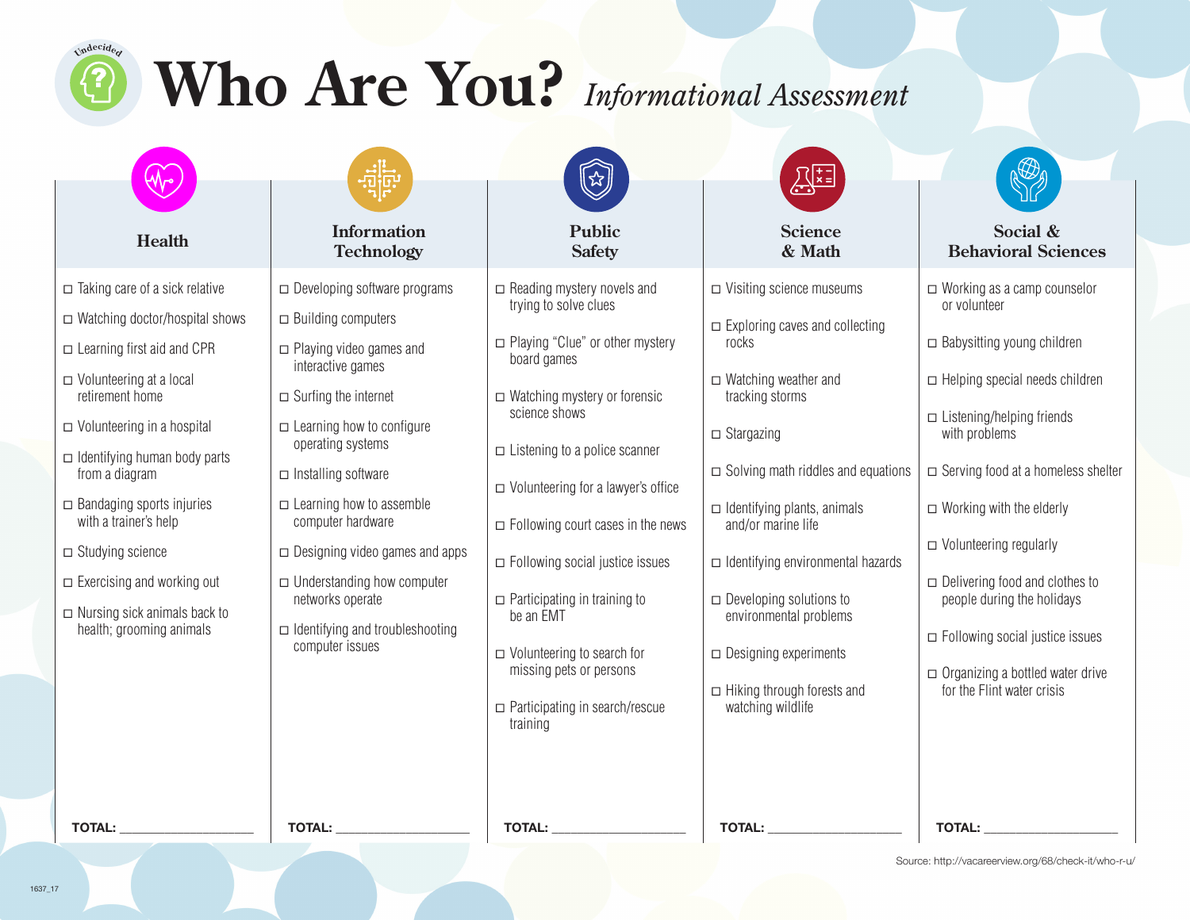# Who Are You? *Informational Assessment*

| Health | Information Technology | Public Safety | Science & Math | Social & Behavioral Sciences |
|---|---|---|---|---|
| ☐ Taking care of a sick relative | ☐ Developing software programs | ☐ Reading mystery novels and trying to solve clues | ☐ Visiting science museums | ☐ Working as a camp counselor or volunteer |
| ☐ Watching doctor/hospital shows | ☐ Building computers | ☐ Playing "Clue" or other mystery board games | ☐ Exploring caves and collecting rocks | ☐ Babysitting young children |
| ☐ Learning first aid and CPR | ☐ Playing video games and interactive games | ☐ Watching mystery or forensic science shows | ☐ Watching weather and tracking storms | ☐ Helping special needs children |
| ☐ Volunteering at a local retirement home | ☐ Surfing the internet | ☐ Listening to a police scanner | ☐ Stargazing | ☐ Listening/helping friends with problems |
| ☐ Volunteering in a hospital | ☐ Learning how to configure operating systems | ☐ Volunteering for a lawyer's office | ☐ Solving math riddles and equations | ☐ Serving food at a homeless shelter |
| ☐ Identifying human body parts from a diagram | ☐ Installing software | ☐ Following court cases in the news | ☐ Identifying plants, animals and/or marine life | ☐ Working with the elderly |
| ☐ Bandaging sports injuries with a trainer's help | ☐ Learning how to assemble computer hardware | ☐ Following social justice issues | ☐ Identifying environmental hazards | ☐ Volunteering regularly |
| ☐ Studying science | ☐ Designing video games and apps | ☐ Participating in training to be an EMT | ☐ Developing solutions to environmental problems | ☐ Delivering food and clothes to people during the holidays |
| ☐ Exercising and working out | ☐ Understanding how computer networks operate | ☐ Volunteering to search for missing pets or persons | ☐ Designing experiments | ☐ Following social justice issues |
| ☐ Nursing sick animals back to health; grooming animals | ☐ Identifying and troubleshooting computer issues | ☐ Participating in search/rescue training | ☐ Hiking through forests and watching wildlife | ☐ Organizing a bottled water drive for the Flint water crisis |
| **TOTAL:** ________ | **TOTAL:** ________ | **TOTAL:** ________ | **TOTAL:** ________ | **TOTAL:** ________ |

Source: http://vacareerview.org/68/check-it/who-r-u/

1637_17